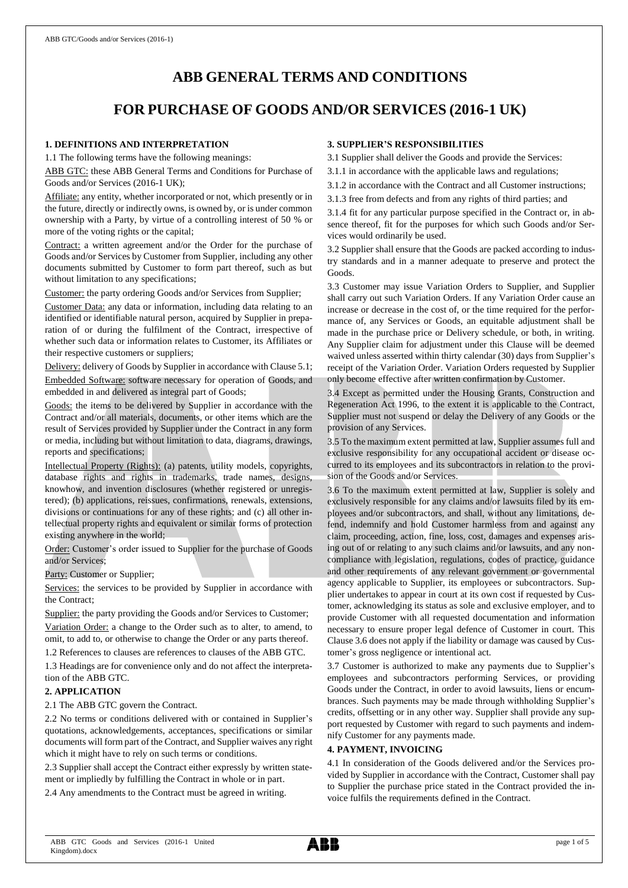# ABB GENERAL TERMS AND CONDITIONS

# FOR PURCHASE OF GOODS AND/OR SERVICES (2016-1 UK)

## 1. DEFINITIONS AND INTERPRETATION

1.1 The following terms have the following meanings:

ABB GTC: these ABB General Terms and Conditions for Purchase of Goods and/or Services (2016-1 UK);

Affiliate: any entity, whether incorporated or not, which presently or in the future, directly or indirectly owns, is owned by, or is under common ownership with a Party, by virtue of a controlling interest of 50 % or more of the voting rights or the capital;

Contract: a written agreement and/or the Order for the purchase of Goods and/or Services by Customer from Supplier, including any other documents submitted by Customer to form part thereof, such as but without limitation to any specifications;

Customer: the party ordering Goods and/or Services from Supplier;

Customer Data: any data or information, including data relating to an identified or identifiable natural person, acquired by Supplier in preparation of or during the fulfilment of the Contract, irrespective of whether such data or information relates to Customer, its Affiliates or their respective customers or suppliers;

Delivery: delivery of Goods by Supplier in accordance with Clause 5.1;

Embedded Software: software necessary for operation of Goods, and embedded in and delivered as integral part of Goods;

Goods: the items to be delivered by Supplier in accordance with the Contract and/or all materials, documents, or other items which are the result of Services provided by Supplier under the Contract in any form or media, including but without limitation to data, diagrams, drawings, reports and specifications;

Intellectual Property (Rights): (a) patents, utility models, copyrights, database rights and rights in trademarks, trade names, designs, knowhow, and invention disclosures (whether registered or unregistered); (b) applications, reissues, confirmations, renewals, extensions, divisions or continuations for any of these rights; and (c) all other intellectual property rights and equivalent or similar forms of protection existing anywhere in the world;

Order: Customer's order issued to Supplier for the purchase of Goods and/or Services;

Party: Customer or Supplier;

Services: the services to be provided by Supplier in accordance with the Contract;

Supplier: the party providing the Goods and/or Services to Customer;

Variation Order: a change to the Order such as to alter, to amend, to omit, to add to, or otherwise to change the Order or any parts thereof.

1.2 References to clauses are references to clauses of the ABB GTC.

1.3 Headings are for convenience only and do not affect the interpretation of the ABB GTC.

## 2. APPLICATION

2.1 The ABB GTC govern the Contract.

2.2 No terms or conditions delivered with or contained in Supplier's quotations, acknowledgements, acceptances, specifications or similar documents will form part of the Contract, and Supplier waives any right which it might have to rely on such terms or conditions.

2.3 Supplier shall accept the Contract either expressly by written statement or impliedly by fulfilling the Contract in whole or in part.

2.4 Any amendments to the Contract must be agreed in writing.

## 3. SUPPLIER'S RESPONSIBILITIES

3.1 Supplier shall deliver the Goods and provide the Services:

3.1.1 in accordance with the applicable laws and regulations;

3.1.2 in accordance with the Contract and all Customer instructions;

3.1.3 free from defects and from any rights of third parties; and

3.1.4 fit for any particular purpose specified in the Contract or, in absence thereof, fit for the purposes for which such Goods and/or Services would ordinarily be used.

3.2 Supplier shall ensure that the Goods are packed according to industry standards and in a manner adequate to preserve and protect the Goods.

3.3 Customer may issue Variation Orders to Supplier, and Supplier shall carry out such Variation Orders. If any Variation Order cause an increase or decrease in the cost of, or the time required for the performance of, any Services or Goods, an equitable adjustment shall be made in the purchase price or Delivery schedule, or both, in writing. Any Supplier claim for adjustment under this Clause will be deemed waived unless asserted within thirty calendar (30) days from Supplier's receipt of the Variation Order. Variation Orders requested by Supplier only become effective after written confirmation by Customer.

3.4 Except as permitted under the Housing Grants, Construction and Regeneration Act 1996, to the extent it is applicable to the Contract, Supplier must not suspend or delay the Delivery of any Goods or the provision of any Services.

3.5 To the maximum extent permitted at law, Supplier assumes full and exclusive responsibility for any occupational accident or disease occurred to its employees and its subcontractors in relation to the provision of the Goods and/or Services.

3.6 To the maximum extent permitted at law, Supplier is solely and exclusively responsible for any claims and/or lawsuits filed by its employees and/or subcontractors, and shall, without any limitations, defend, indemnify and hold Customer harmless from and against any claim, proceeding, action, fine, loss, cost, damages and expenses arising out of or relating to any such claims and/or lawsuits, and any noncompliance with legislation, regulations, codes of practice, guidance and other requirements of any relevant government or governmental agency applicable to Supplier, its employees or subcontractors. Supplier undertakes to appear in court at its own cost if requested by Customer, acknowledging its status as sole and exclusive employer, and to provide Customer with all requested documentation and information necessary to ensure proper legal defence of Customer in court. This Clause 3.6 does not apply if the liability or damage was caused by Customer's gross negligence or intentional act.

3.7 Customer is authorized to make any payments due to Supplier's employees and subcontractors performing Services, or providing Goods under the Contract, in order to avoid lawsuits, liens or encumbrances. Such payments may be made through withholding Supplier's credits, offsetting or in any other way. Supplier shall provide any support requested by Customer with regard to such payments and indemnify Customer for any payments made.

## 4. PAYMENT, INVOICING

4.1 In consideration of the Goods delivered and/or the Services provided by Supplier in accordance with the Contract, Customer shall pay to Supplier the purchase price stated in the Contract provided the invoice fulfils the requirements defined in the Contract.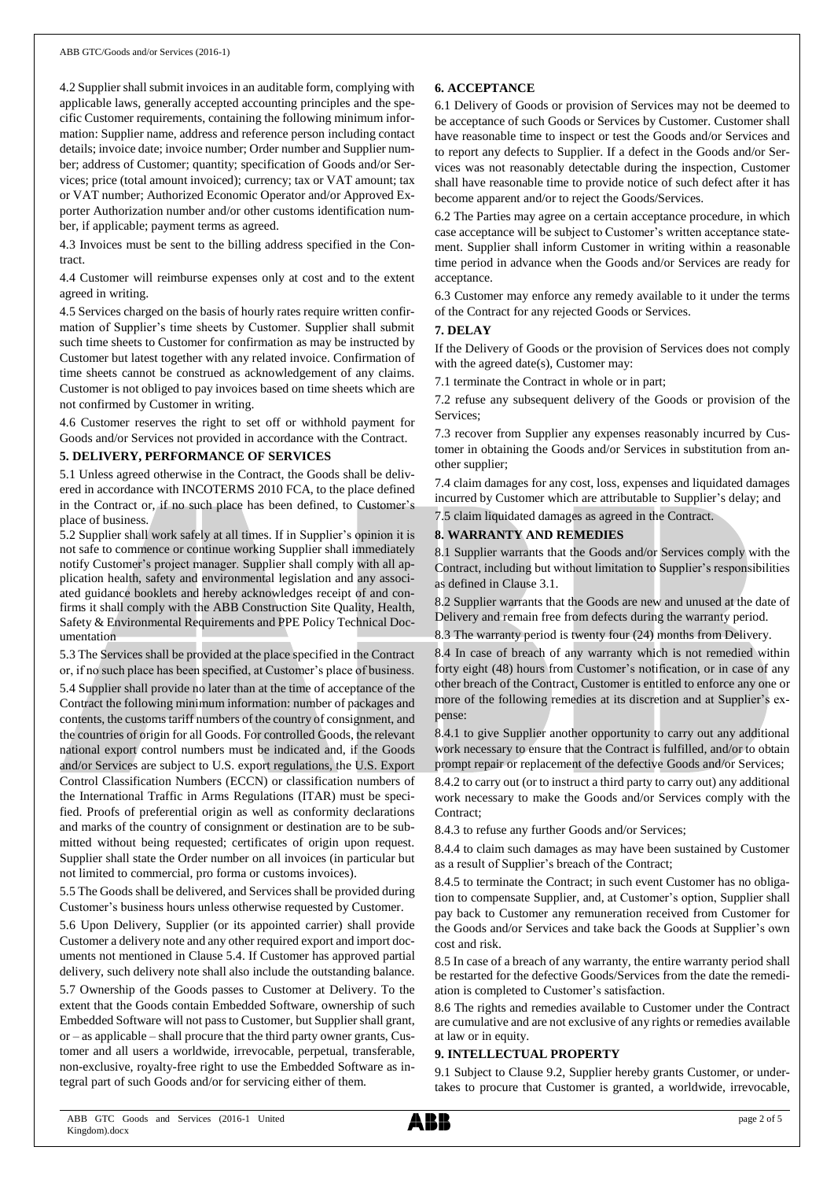4.2 Supplier shall submit invoices in an auditable form, complying with applicable laws, generally accepted accounting principles and the specific Customer requirements, containing the following minimum information: Supplier name, address and reference person including contact details; invoice date; invoice number; Order number and Supplier number; address of Customer; quantity; specification of Goods and/or Services; price (total amount invoiced); currency; tax or VAT amount; tax or VAT number; Authorized Economic Operator and/or Approved Exporter Authorization number and/or other customs identification number, if applicable; payment terms as agreed.

4.3 Invoices must be sent to the billing address specified in the Contract.

4.4 Customer will reimburse expenses only at cost and to the extent agreed in writing.

4.5 Services charged on the basis of hourly rates require written confirmation of Supplier's time sheets by Customer. Supplier shall submit such time sheets to Customer for confirmation as may be instructed by Customer but latest together with any related invoice. Confirmation of time sheets cannot be construed as acknowledgement of any claims. Customer is not obliged to pay invoices based on time sheets which are not confirmed by Customer in writing.

4.6 Customer reserves the right to set off or withhold payment for Goods and/or Services not provided in accordance with the Contract.

## 5. DELIVERY, PERFORMANCE OF SERVICES

5.1 Unless agreed otherwise in the Contract, the Goods shall be delivered in accordance with INCOTERMS 2010 FCA, to the place defined in the Contract or, if no such place has been defined, to Customer's place of business.

5.2 Supplier shall work safely at all times. If in Supplier's opinion it is not safe to commence or continue working Supplier shall immediately notify Customer's project manager. Supplier shall comply with all application health, safety and environmental legislation and any associated guidance booklets and hereby acknowledges receipt of and confirms it shall comply with the ABB Construction Site Quality, Health, Safety & Environmental Requirements and PPE Policy Technical Documentation

5.3 The Services shall be provided at the place specified in the Contract or, if no such place has been specified, at Customer's place of business.

5.4 Supplier shall provide no later than at the time of acceptance of the Contract the following minimum information: number of packages and contents, the customs tariff numbers of the country of consignment, and the countries of origin for all Goods. For controlled Goods, the relevant national export control numbers must be indicated and, if the Goods and/or Services are subject to U.S. export regulations, the U.S. Export Control Classification Numbers (ECCN) or classification numbers of the International Traffic in Arms Regulations (ITAR) must be specified. Proofs of preferential origin as well as conformity declarations and marks of the country of consignment or destination are to be submitted without being requested; certificates of origin upon request. Supplier shall state the Order number on all invoices (in particular but not limited to commercial, pro forma or customs invoices).

5.5 The Goods shall be delivered, and Services shall be provided during Customer's business hours unless otherwise requested by Customer.

5.6 Upon Delivery, Supplier (or its appointed carrier) shall provide Customer a delivery note and any other required export and import documents not mentioned in Clause 5.4. If Customer has approved partial delivery, such delivery note shall also include the outstanding balance.

5.7 Ownership of the Goods passes to Customer at Delivery. To the extent that the Goods contain Embedded Software, ownership of such Embedded Software will not pass to Customer, but Supplier shall grant, or – as applicable – shall procure that the third party owner grants, Customer and all users a worldwide, irrevocable, perpetual, transferable, non-exclusive, royalty-free right to use the Embedded Software as integral part of such Goods and/or for servicing either of them.

## 6. ACCEPTANCE

6.1 Delivery of Goods or provision of Services may not be deemed to be acceptance of such Goods or Services by Customer. Customer shall have reasonable time to inspect or test the Goods and/or Services and to report any defects to Supplier. If a defect in the Goods and/or Services was not reasonably detectable during the inspection, Customer shall have reasonable time to provide notice of such defect after it has become apparent and/or to reject the Goods/Services.

6.2 The Parties may agree on a certain acceptance procedure, in which case acceptance will be subject to Customer's written acceptance statement. Supplier shall inform Customer in writing within a reasonable time period in advance when the Goods and/or Services are ready for acceptance.

6.3 Customer may enforce any remedy available to it under the terms of the Contract for any rejected Goods or Services.

## 7. DELAY

If the Delivery of Goods or the provision of Services does not comply with the agreed date(s), Customer may:

7.1 terminate the Contract in whole or in part;

7.2 refuse any subsequent delivery of the Goods or provision of the Services;

7.3 recover from Supplier any expenses reasonably incurred by Customer in obtaining the Goods and/or Services in substitution from another supplier;

7.4 claim damages for any cost, loss, expenses and liquidated damages incurred by Customer which are attributable to Supplier's delay; and

7.5 claim liquidated damages as agreed in the Contract.

## 8. WARRANTY AND REMEDIES

8.1 Supplier warrants that the Goods and/or Services comply with the Contract, including but without limitation to Supplier's responsibilities as defined in Clause 3.1.

8.2 Supplier warrants that the Goods are new and unused at the date of Delivery and remain free from defects during the warranty period.

8.3 The warranty period is twenty four (24) months from Delivery.

8.4 In case of breach of any warranty which is not remedied within forty eight (48) hours from Customer's notification, or in case of any other breach of the Contract, Customer is entitled to enforce any one or more of the following remedies at its discretion and at Supplier's expense:

8.4.1 to give Supplier another opportunity to carry out any additional work necessary to ensure that the Contract is fulfilled, and/or to obtain prompt repair or replacement of the defective Goods and/or Services;

8.4.2 to carry out (or to instruct a third party to carry out) any additional work necessary to make the Goods and/or Services comply with the Contract;

8.4.3 to refuse any further Goods and/or Services;

8.4.4 to claim such damages as may have been sustained by Customer as a result of Supplier's breach of the Contract;

8.4.5 to terminate the Contract; in such event Customer has no obligation to compensate Supplier, and, at Customer's option, Supplier shall pay back to Customer any remuneration received from Customer for the Goods and/or Services and take back the Goods at Supplier's own cost and risk.

8.5 In case of a breach of any warranty, the entire warranty period shall be restarted for the defective Goods/Services from the date the remediation is completed to Customer's satisfaction.

8.6 The rights and remedies available to Customer under the Contract are cumulative and are not exclusive of any rights or remedies available at law or in equity.

## 9. INTELLECTUAL PROPERTY

9.1 Subject to Clause 9.2, Supplier hereby grants Customer, or undertakes to procure that Customer is granted, a worldwide, irrevocable,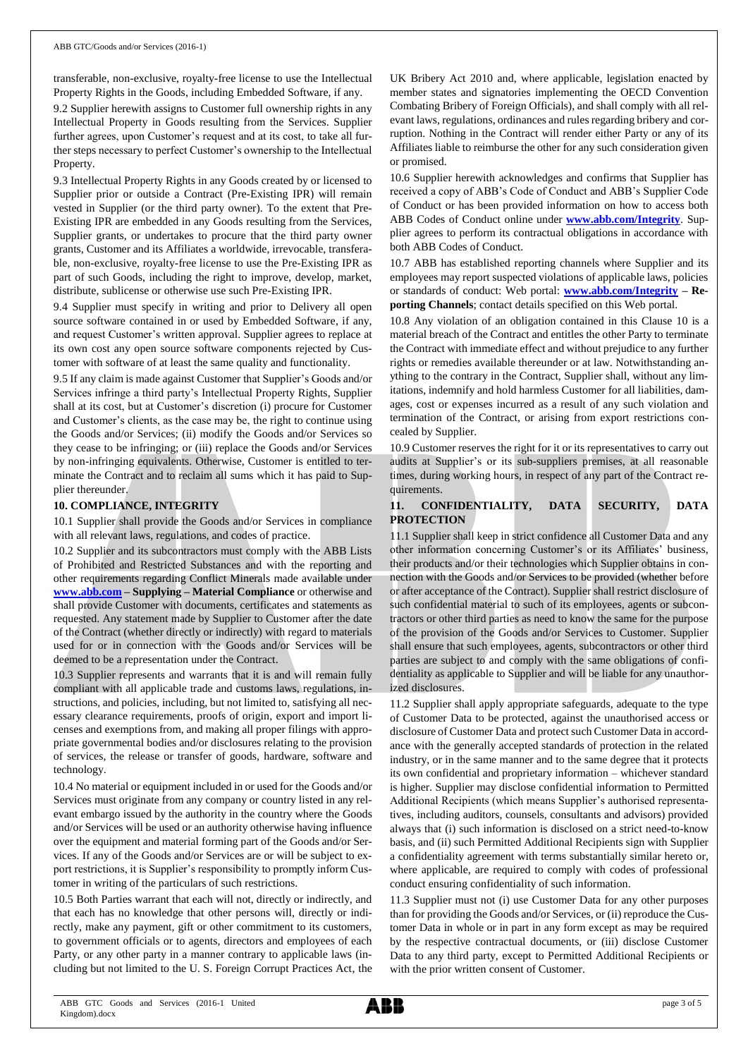transferable, non-exclusive, royalty-free license to use the Intellectual Property Rights in the Goods, including Embedded Software, if any.

9.2 Supplier herewith assigns to Customer full ownership rights in any Intellectual Property in Goods resulting from the Services. Supplier further agrees, upon Customer's request and at its cost, to take all further steps necessary to perfect Customer's ownership to the Intellectual Property.

9.3 Intellectual Property Rights in any Goods created by or licensed to Supplier prior or outside a Contract (Pre-Existing IPR) will remain vested in Supplier (or the third party owner). To the extent that Pre-Existing IPR are embedded in any Goods resulting from the Services, Supplier grants, or undertakes to procure that the third party owner grants, Customer and its Affiliates a worldwide, irrevocable, transferable, non-exclusive, royalty-free license to use the Pre-Existing IPR as part of such Goods, including the right to improve, develop, market, distribute, sublicense or otherwise use such Pre-Existing IPR.

9.4 Supplier must specify in writing and prior to Delivery all open source software contained in or used by Embedded Software, if any, and request Customer's written approval. Supplier agrees to replace at its own cost any open source software components rejected by Customer with software of at least the same quality and functionality.

9.5 If any claim is made against Customer that Supplier's Goods and/or Services infringe a third party's Intellectual Property Rights, Supplier shall at its cost, but at Customer's discretion (i) procure for Customer and Customer's clients, as the case may be, the right to continue using the Goods and/or Services; (ii) modify the Goods and/or Services so they cease to be infringing; or (iii) replace the Goods and/or Services by non-infringing equivalents. Otherwise, Customer is entitled to terminate the Contract and to reclaim all sums which it has paid to Supplier thereunder.

## 10. COMPLIANCE, INTEGRITY

10.1 Supplier shall provide the Goods and/or Services in compliance with all relevant laws, regulations, and codes of practice.

10.2 Supplier and its subcontractors must comply with the ABB Lists of Prohibited and Restricted Substances and with the reporting and other requirements regarding Conflict Minerals made available under **www.abb.com – Supplying – Material Compliance** or otherwise and shall provide Customer with documents, certificates and statements as requested. Any statement made by Supplier to Customer after the date of the Contract (whether directly or indirectly) with regard to materials used for or in connection with the Goods and/or Services will be deemed to be a representation under the Contract.

10.3 Supplier represents and warrants that it is and will remain fully compliant with all applicable trade and customs laws, regulations, instructions, and policies, including, but not limited to, satisfying all necessary clearance requirements, proofs of origin, export and import licenses and exemptions from, and making all proper filings with appropriate governmental bodies and/or disclosures relating to the provision of services, the release or transfer of goods, hardware, software and technology.

10.4 No material or equipment included in or used for the Goods and/or Services must originate from any company or country listed in any relevant embargo issued by the authority in the country where the Goods and/or Services will be used or an authority otherwise having influence over the equipment and material forming part of the Goods and/or Services. If any of the Goods and/or Services are or will be subject to export restrictions, it is Supplier's responsibility to promptly inform Customer in writing of the particulars of such restrictions.

10.5 Both Parties warrant that each will not, directly or indirectly, and that each has no knowledge that other persons will, directly or indirectly, make any payment, gift or other commitment to its customers, to government officials or to agents, directors and employees of each Party, or any other party in a manner contrary to applicable laws (including but not limited to the U. S. Foreign Corrupt Practices Act, the UK Bribery Act 2010 and, where applicable, legislation enacted by member states and signatories implementing the OECD Convention Combating Bribery of Foreign Officials), and shall comply with all relevant laws, regulations, ordinances and rules regarding bribery and corruption. Nothing in the Contract will render either Party or any of its Affiliates liable to reimburse the other for any such consideration given or promised.

10.6 Supplier herewith acknowledges and confirms that Supplier has received a copy of ABB's Code of Conduct and ABB's Supplier Code of Conduct or has been provided information on how to access both ABB Codes of Conduct online under **www.abb.com/Integrity**. Supplier agrees to perform its contractual obligations in accordance with both ABB Codes of Conduct.

10.7 ABB has established reporting channels where Supplier and its employees may report suspected violations of applicable laws, policies or standards of conduct: Web portal: **www.abb.com/Integrity – Reporting Channels**; contact details specified on this Web portal.

10.8 Any violation of an obligation contained in this Clause 10 is a material breach of the Contract and entitles the other Party to terminate the Contract with immediate effect and without prejudice to any further rights or remedies available thereunder or at law. Notwithstanding anything to the contrary in the Contract, Supplier shall, without any limitations, indemnify and hold harmless Customer for all liabilities, damages, cost or expenses incurred as a result of any such violation and termination of the Contract, or arising from export restrictions concealed by Supplier.

10.9 Customer reserves the right for it or its representatives to carry out audits at Supplier's or its sub-suppliers premises, at all reasonable times, during working hours, in respect of any part of the Contract requirements.

## 11. CONFIDENTIALITY, DATA SECURITY, DATA PROTECTION

11.1 Supplier shall keep in strict confidence all Customer Data and any other information concerning Customer's or its Affiliates' business, their products and/or their technologies which Supplier obtains in connection with the Goods and/or Services to be provided (whether before or after acceptance of the Contract). Supplier shall restrict disclosure of such confidential material to such of its employees, agents or subcontractors or other third parties as need to know the same for the purpose of the provision of the Goods and/or Services to Customer. Supplier shall ensure that such employees, agents, subcontractors or other third parties are subject to and comply with the same obligations of confidentiality as applicable to Supplier and will be liable for any unauthorized disclosures.

11.2 Supplier shall apply appropriate safeguards, adequate to the type of Customer Data to be protected, against the unauthorised access or disclosure of Customer Data and protect such Customer Data in accordance with the generally accepted standards of protection in the related industry, or in the same manner and to the same degree that it protects its own confidential and proprietary information – whichever standard is higher. Supplier may disclose confidential information to Permitted Additional Recipients (which means Supplier's authorised representatives, including auditors, counsels, consultants and advisors) provided always that (i) such information is disclosed on a strict need-to-know basis, and (ii) such Permitted Additional Recipients sign with Supplier a confidentiality agreement with terms substantially similar hereto or, where applicable, are required to comply with codes of professional conduct ensuring confidentiality of such information.

11.3 Supplier must not (i) use Customer Data for any other purposes than for providing the Goods and/or Services, or (ii) reproduce the Customer Data in whole or in part in any form except as may be required by the respective contractual documents, or (iii) disclose Customer Data to any third party, except to Permitted Additional Recipients or with the prior written consent of Customer.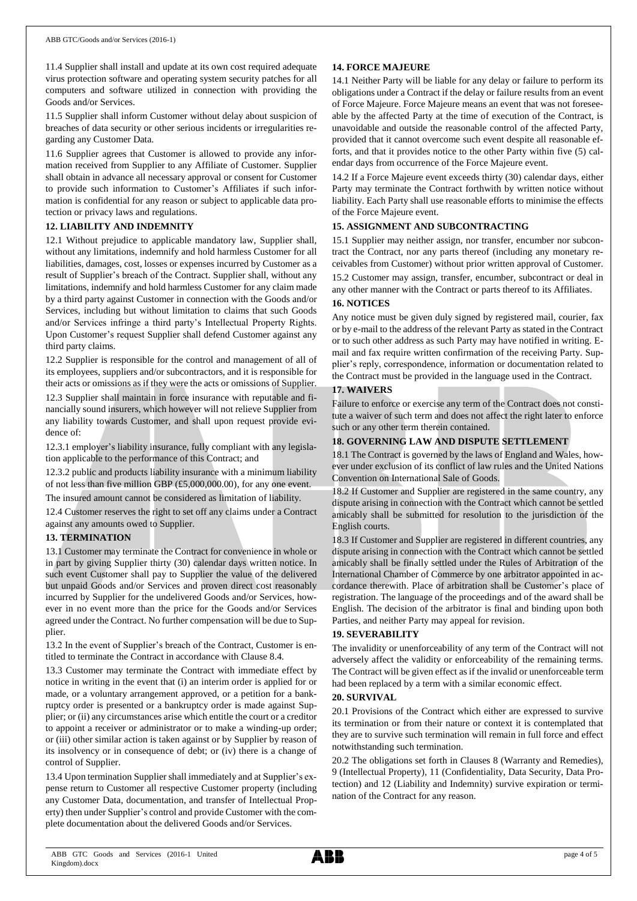11.4 Supplier shall install and update at its own cost required adequate virus protection software and operating system security patches for all computers and software utilized in connection with providing the Goods and/or Services.

11.5 Supplier shall inform Customer without delay about suspicion of breaches of data security or other serious incidents or irregularities regarding any Customer Data.

11.6 Supplier agrees that Customer is allowed to provide any information received from Supplier to any Affiliate of Customer. Supplier shall obtain in advance all necessary approval or consent for Customer to provide such information to Customer's Affiliates if such information is confidential for any reason or subject to applicable data protection or privacy laws and regulations.

## 12. LIABILITY AND INDEMNITY

12.1 Without prejudice to applicable mandatory law, Supplier shall, without any limitations, indemnify and hold harmless Customer for all liabilities, damages, cost, losses or expenses incurred by Customer as a result of Supplier's breach of the Contract. Supplier shall, without any limitations, indemnify and hold harmless Customer for any claim made by a third party against Customer in connection with the Goods and/or Services, including but without limitation to claims that such Goods and/or Services infringe a third party's Intellectual Property Rights. Upon Customer's request Supplier shall defend Customer against any third party claims.

12.2 Supplier is responsible for the control and management of all of its employees, suppliers and/or subcontractors, and it is responsible for their acts or omissions as if they were the acts or omissions of Supplier.

12.3 Supplier shall maintain in force insurance with reputable and financially sound insurers, which however will not relieve Supplier from any liability towards Customer, and shall upon request provide evidence of:

12.3.1 employer's liability insurance, fully compliant with any legislation applicable to the performance of this Contract; and

12.3.2 public and products liability insurance with a minimum liability of not less than five million GBP (£5,000,000.00), for any one event.

The insured amount cannot be considered as limitation of liability.

12.4 Customer reserves the right to set off any claims under a Contract against any amounts owed to Supplier.

## 13. TERMINATION

13.1 Customer may terminate the Contract for convenience in whole or in part by giving Supplier thirty (30) calendar days written notice. In such event Customer shall pay to Supplier the value of the delivered but unpaid Goods and/or Services and proven direct cost reasonably incurred by Supplier for the undelivered Goods and/or Services, however in no event more than the price for the Goods and/or Services agreed under the Contract. No further compensation will be due to Supplier.

13.2 In the event of Supplier's breach of the Contract, Customer is entitled to terminate the Contract in accordance with Clause 8.4.

13.3 Customer may terminate the Contract with immediate effect by notice in writing in the event that (i) an interim order is applied for or made, or a voluntary arrangement approved, or a petition for a bankruptcy order is presented or a bankruptcy order is made against Supplier; or (ii) any circumstances arise which entitle the court or a creditor to appoint a receiver or administrator or to make a winding-up order; or (iii) other similar action is taken against or by Supplier by reason of its insolvency or in consequence of debt; or (iv) there is a change of control of Supplier.

13.4 Upon termination Supplier shall immediately and at Supplier's expense return to Customer all respective Customer property (including any Customer Data, documentation, and transfer of Intellectual Property) then under Supplier's control and provide Customer with the complete documentation about the delivered Goods and/or Services.

## 14. FORCE MAJEURE

14.1 Neither Party will be liable for any delay or failure to perform its obligations under a Contract if the delay or failure results from an event of Force Majeure. Force Majeure means an event that was not foreseeable by the affected Party at the time of execution of the Contract, is unavoidable and outside the reasonable control of the affected Party, provided that it cannot overcome such event despite all reasonable efforts, and that it provides notice to the other Party within five (5) calendar days from occurrence of the Force Majeure event.

14.2 If a Force Majeure event exceeds thirty (30) calendar days, either Party may terminate the Contract forthwith by written notice without liability. Each Party shall use reasonable efforts to minimise the effects of the Force Majeure event.

## 15. ASSIGNMENT AND SUBCONTRACTING

15.1 Supplier may neither assign, nor transfer, encumber nor subcontract the Contract, nor any parts thereof (including any monetary receivables from Customer) without prior written approval of Customer.

15.2 Customer may assign, transfer, encumber, subcontract or deal in any other manner with the Contract or parts thereof to its Affiliates.

## 16. NOTICES

Any notice must be given duly signed by registered mail, courier, fax or by e-mail to the address of the relevant Party as stated in the Contract or to such other address as such Party may have notified in writing. E-mail and fax require written confirmation of the receiving Party. Supplier's reply, correspondence, information or documentation related to the Contract must be provided in the language used in the Contract.

## 17. WAIVERS

Failure to enforce or exercise any term of the Contract does not constitute a waiver of such term and does not affect the right later to enforce such or any other term therein contained.

## 18. GOVERNING LAW AND DISPUTE SETTLEMENT

18.1 The Contract is governed by the laws of England and Wales, however under exclusion of its conflict of law rules and the United Nations Convention on International Sale of Goods.

18.2 If Customer and Supplier are registered in the same country, any dispute arising in connection with the Contract which cannot be settled amicably shall be submitted for resolution to the jurisdiction of the English courts.

18.3 If Customer and Supplier are registered in different countries, any dispute arising in connection with the Contract which cannot be settled amicably shall be finally settled under the Rules of Arbitration of the International Chamber of Commerce by one arbitrator appointed in accordance therewith. Place of arbitration shall be Customer's place of registration. The language of the proceedings and of the award shall be English. The decision of the arbitrator is final and binding upon both Parties, and neither Party may appeal for revision.

## 19. SEVERABILITY

The invalidity or unenforceability of any term of the Contract will not adversely affect the validity or enforceability of the remaining terms. The Contract will be given effect as if the invalid or unenforceable term had been replaced by a term with a similar economic effect.

## 20. SURVIVAL

20.1 Provisions of the Contract which either are expressed to survive its termination or from their nature or context it is contemplated that they are to survive such termination will remain in full force and effect notwithstanding such termination.

20.2 The obligations set forth in Clauses 8 (Warranty and Remedies), 9 (Intellectual Property), 11 (Confidentiality, Data Security, Data Protection) and 12 (Liability and Indemnity) survive expiration or termination of the Contract for any reason.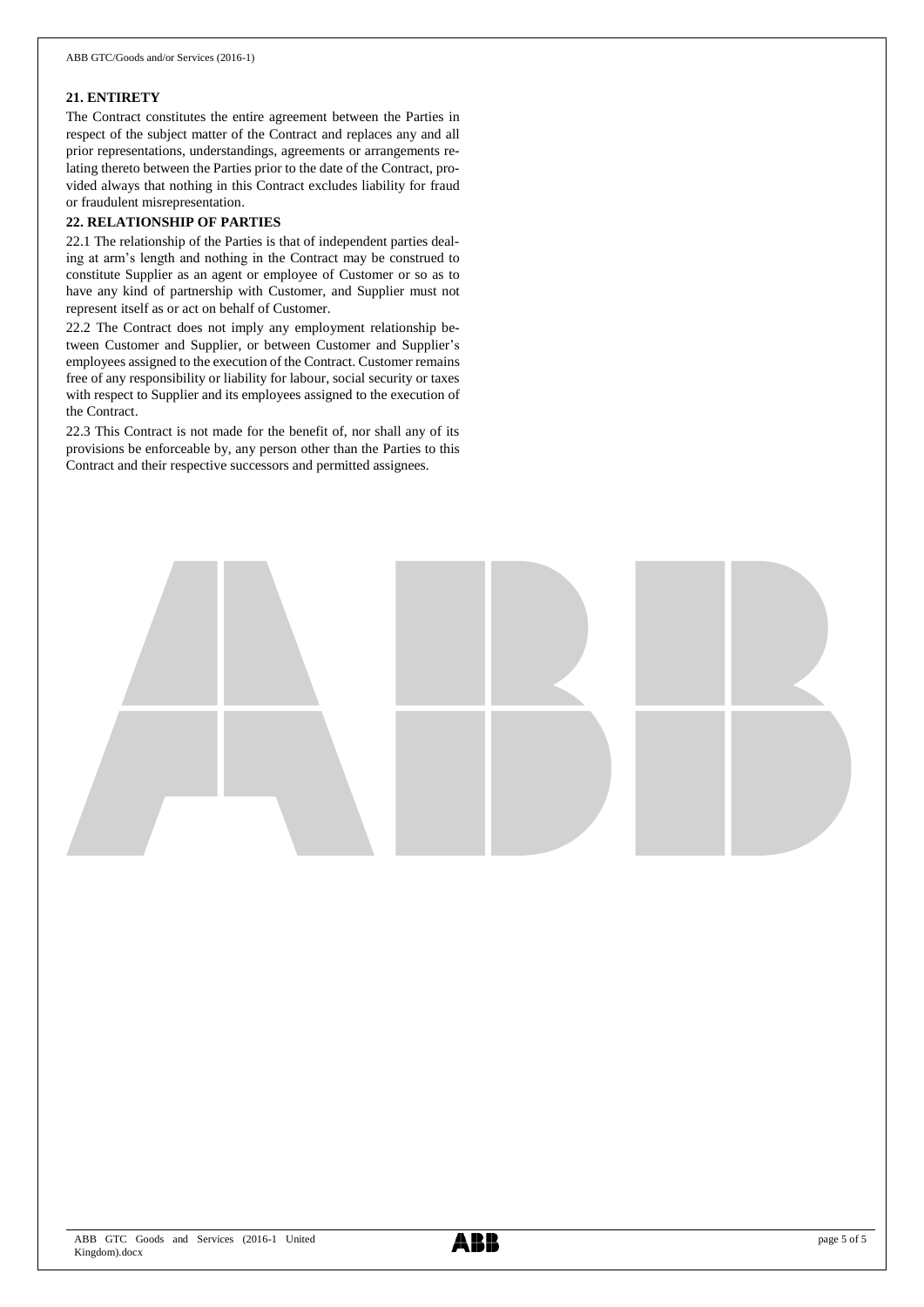## 21. ENTIRETY

The Contract constitutes the entire agreement between the Parties in respect of the subject matter of the Contract and replaces any and all prior representations, understandings, agreements or arrangements relating thereto between the Parties prior to the date of the Contract, provided always that nothing in this Contract excludes liability for fraud or fraudulent misrepresentation.

## 22. RELATIONSHIP OF PARTIES

22.1 The relationship of the Parties is that of independent parties dealing at arm's length and nothing in the Contract may be construed to constitute Supplier as an agent or employee of Customer or so as to have any kind of partnership with Customer, and Supplier must not represent itself as or act on behalf of Customer.

22.2 The Contract does not imply any employment relationship between Customer and Supplier, or between Customer and Supplier's employees assigned to the execution of the Contract. Customer remains free of any responsibility or liability for labour, social security or taxes with respect to Supplier and its employees assigned to the execution of the Contract.

22.3 This Contract is not made for the benefit of, nor shall any of its provisions be enforceable by, any person other than the Parties to this Contract and their respective successors and permitted assignees.